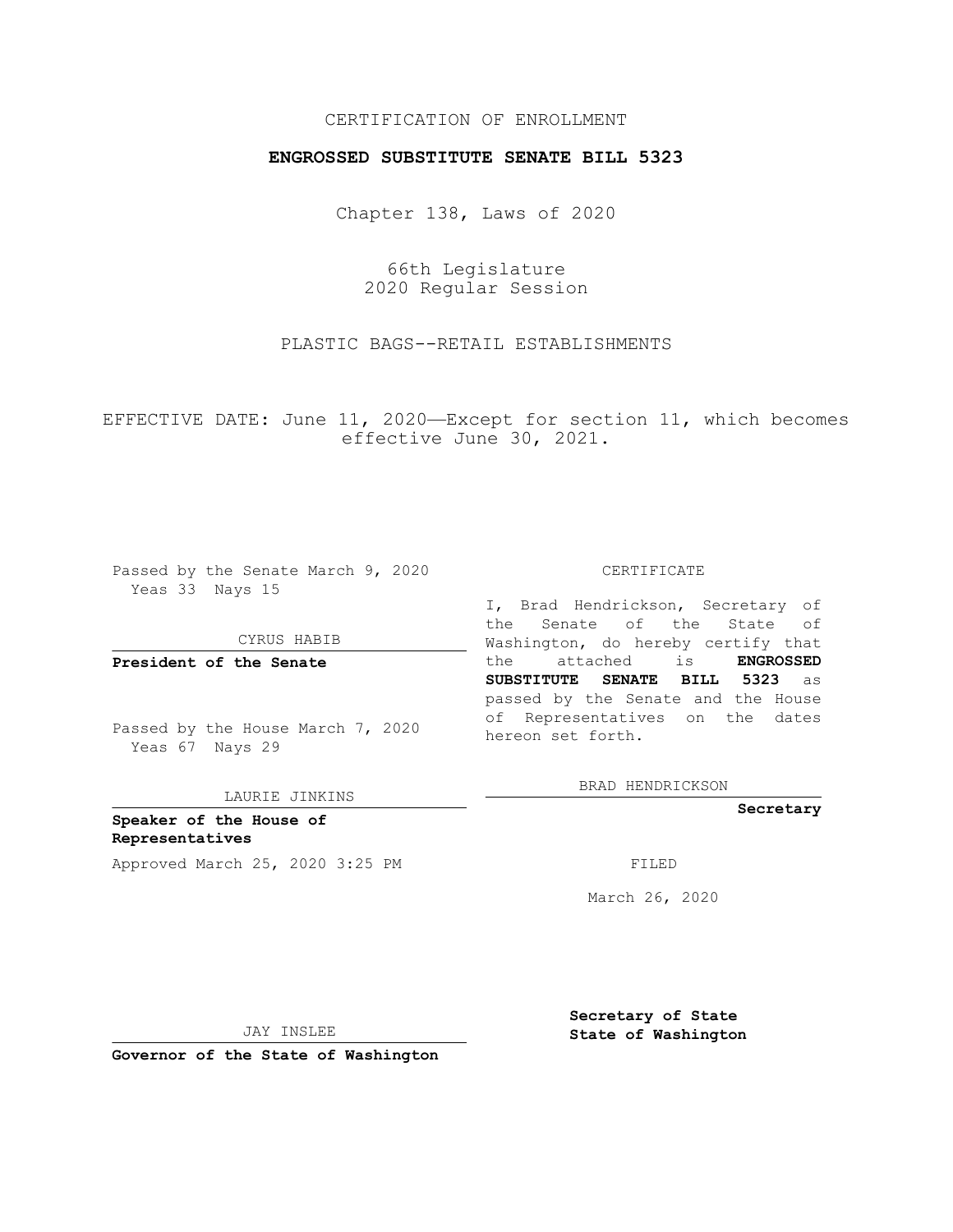CERTIFICATION OF ENROLLMENT

**ENGROSSED SUBSTITUTE SENATE BILL 5323**

Chapter 138, Laws of 2020

66th Legislature
2020 Regular Session

PLASTIC BAGS--RETAIL ESTABLISHMENTS

EFFECTIVE DATE: June 11, 2020—Except for section 11, which becomes effective June 30, 2021.

Passed by the Senate March 9, 2020
Yeas 33 Nays 15

CYRUS HABIB

**President of the Senate**

Passed by the House March 7, 2020
Yeas 67 Nays 29

LAURIE JINKINS

**Speaker of the House of Representatives**

Approved March 25, 2020 3:25 PM

JAY INSLEE

**Governor of the State of Washington**

CERTIFICATE

I, Brad Hendrickson, Secretary of the Senate of the State of Washington, do hereby certify that the attached is **ENGROSSED SUBSTITUTE SENATE BILL 5323** as passed by the Senate and the House of Representatives on the dates hereon set forth.

BRAD HENDRICKSON

**Secretary**

FILED

March 26, 2020

**Secretary of State**
**State of Washington**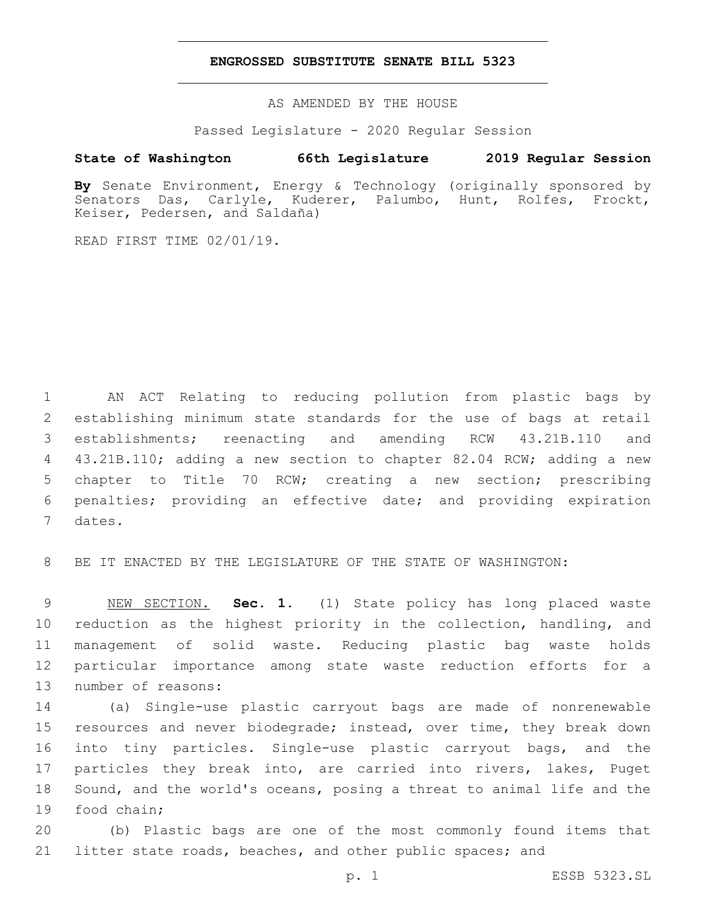# ENGROSSED SUBSTITUTE SENATE BILL 5323

AS AMENDED BY THE HOUSE

Passed Legislature - 2020 Regular Session

**State of Washington 66th Legislature 2019 Regular Session**

**By** Senate Environment, Energy & Technology (originally sponsored by Senators Das, Carlyle, Kuderer, Palumbo, Hunt, Rolfes, Frockt, Keiser, Pedersen, and Saldaña)

READ FIRST TIME 02/01/19.

1 AN ACT Relating to reducing pollution from plastic bags by
2 establishing minimum state standards for the use of bags at retail
3 establishments; reenacting and amending RCW 43.21B.110 and
4 43.21B.110; adding a new section to chapter 82.04 RCW; adding a new
5 chapter to Title 70 RCW; creating a new section; prescribing
6 penalties; providing an effective date; and providing expiration
7 dates.

8 BE IT ENACTED BY THE LEGISLATURE OF THE STATE OF WASHINGTON:

9 NEW SECTION. **Sec. 1.** (1) State policy has long placed waste
10 reduction as the highest priority in the collection, handling, and
11 management of solid waste. Reducing plastic bag waste holds
12 particular importance among state waste reduction efforts for a
13 number of reasons:

14 (a) Single-use plastic carryout bags are made of nonrenewable
15 resources and never biodegrade; instead, over time, they break down
16 into tiny particles. Single-use plastic carryout bags, and the
17 particles they break into, are carried into rivers, lakes, Puget
18 Sound, and the world's oceans, posing a threat to animal life and the
19 food chain;

20 (b) Plastic bags are one of the most commonly found items that
21 litter state roads, beaches, and other public spaces; and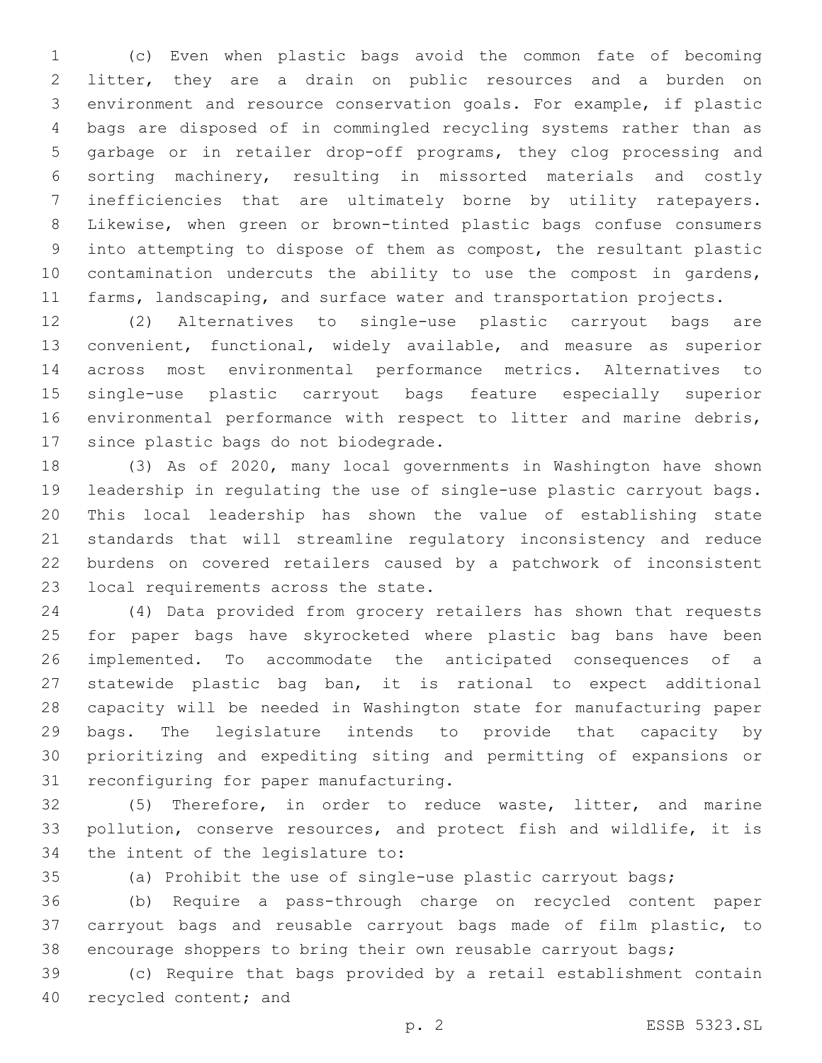(c) Even when plastic bags avoid the common fate of becoming litter, they are a drain on public resources and a burden on environment and resource conservation goals. For example, if plastic bags are disposed of in commingled recycling systems rather than as garbage or in retailer drop-off programs, they clog processing and sorting machinery, resulting in missorted materials and costly inefficiencies that are ultimately borne by utility ratepayers. Likewise, when green or brown-tinted plastic bags confuse consumers into attempting to dispose of them as compost, the resultant plastic contamination undercuts the ability to use the compost in gardens, farms, landscaping, and surface water and transportation projects.

(2) Alternatives to single-use plastic carryout bags are convenient, functional, widely available, and measure as superior across most environmental performance metrics. Alternatives to single-use plastic carryout bags feature especially superior environmental performance with respect to litter and marine debris, since plastic bags do not biodegrade.

(3) As of 2020, many local governments in Washington have shown leadership in regulating the use of single-use plastic carryout bags. This local leadership has shown the value of establishing state standards that will streamline regulatory inconsistency and reduce burdens on covered retailers caused by a patchwork of inconsistent local requirements across the state.

(4) Data provided from grocery retailers has shown that requests for paper bags have skyrocketed where plastic bag bans have been implemented. To accommodate the anticipated consequences of a statewide plastic bag ban, it is rational to expect additional capacity will be needed in Washington state for manufacturing paper bags. The legislature intends to provide that capacity by prioritizing and expediting siting and permitting of expansions or reconfiguring for paper manufacturing.

(5) Therefore, in order to reduce waste, litter, and marine pollution, conserve resources, and protect fish and wildlife, it is the intent of the legislature to:

(a) Prohibit the use of single-use plastic carryout bags;

(b) Require a pass-through charge on recycled content paper carryout bags and reusable carryout bags made of film plastic, to encourage shoppers to bring their own reusable carryout bags;

(c) Require that bags provided by a retail establishment contain recycled content; and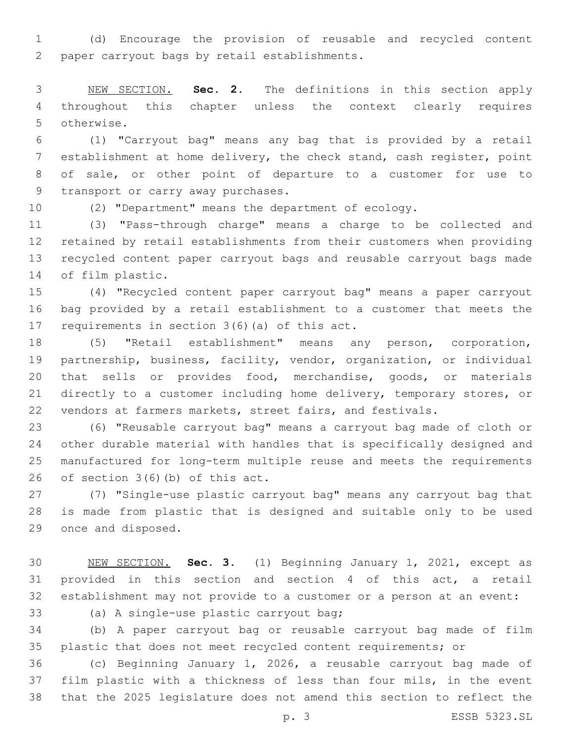(d) Encourage the provision of reusable and recycled content paper carryout bags by retail establishments.

NEW SECTION. **Sec. 2.** The definitions in this section apply throughout this chapter unless the context clearly requires otherwise.

(1) "Carryout bag" means any bag that is provided by a retail establishment at home delivery, the check stand, cash register, point of sale, or other point of departure to a customer for use to transport or carry away purchases.

(2) "Department" means the department of ecology.

(3) "Pass-through charge" means a charge to be collected and retained by retail establishments from their customers when providing recycled content paper carryout bags and reusable carryout bags made of film plastic.

(4) "Recycled content paper carryout bag" means a paper carryout bag provided by a retail establishment to a customer that meets the requirements in section 3(6)(a) of this act.

(5) "Retail establishment" means any person, corporation, partnership, business, facility, vendor, organization, or individual that sells or provides food, merchandise, goods, or materials directly to a customer including home delivery, temporary stores, or vendors at farmers markets, street fairs, and festivals.

(6) "Reusable carryout bag" means a carryout bag made of cloth or other durable material with handles that is specifically designed and manufactured for long-term multiple reuse and meets the requirements of section 3(6)(b) of this act.

(7) "Single-use plastic carryout bag" means any carryout bag that is made from plastic that is designed and suitable only to be used once and disposed.

NEW SECTION. **Sec. 3.** (1) Beginning January 1, 2021, except as provided in this section and section 4 of this act, a retail establishment may not provide to a customer or a person at an event:

(a) A single-use plastic carryout bag;

(b) A paper carryout bag or reusable carryout bag made of film plastic that does not meet recycled content requirements; or

(c) Beginning January 1, 2026, a reusable carryout bag made of film plastic with a thickness of less than four mils, in the event that the 2025 legislature does not amend this section to reflect the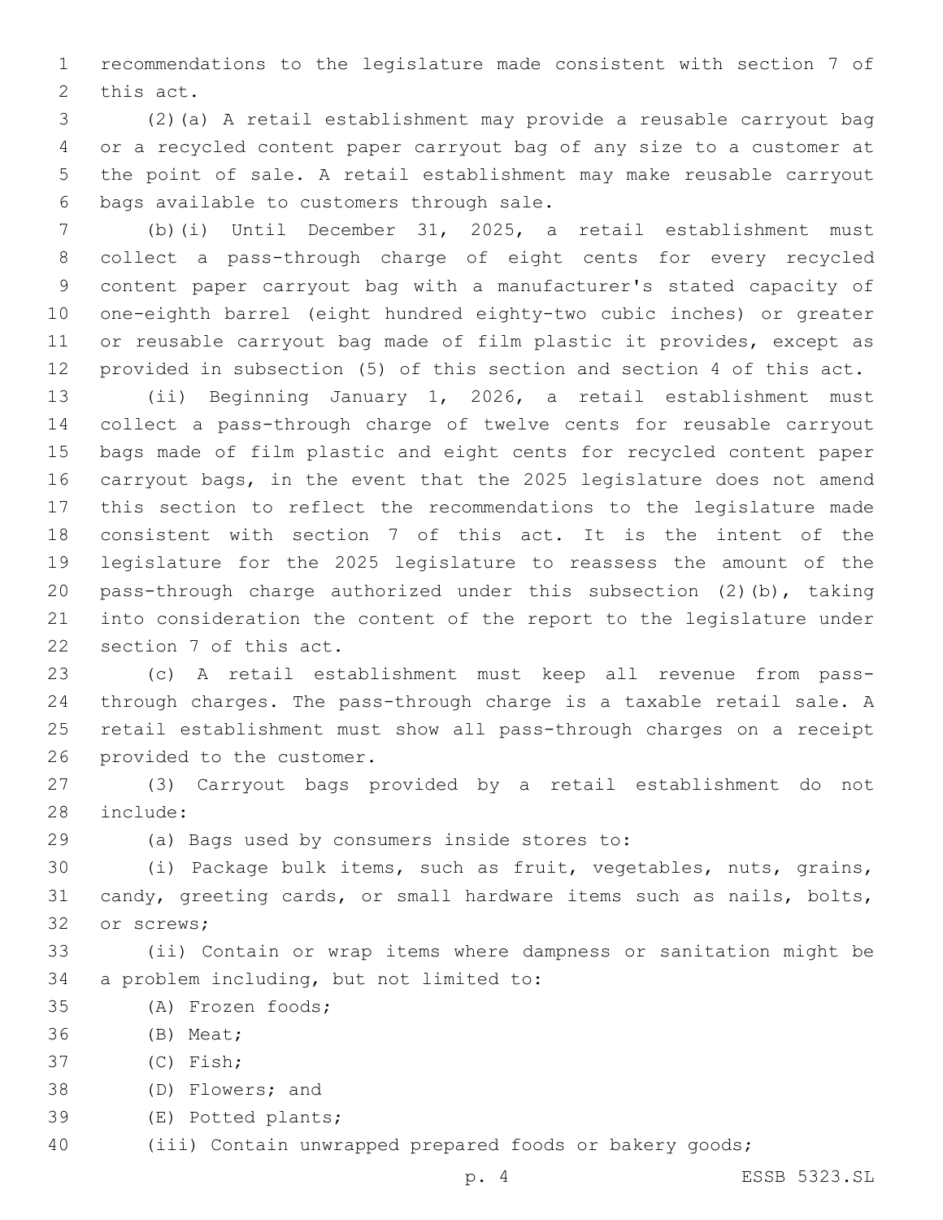recommendations to the legislature made consistent with section 7 of this act.

(2)(a) A retail establishment may provide a reusable carryout bag or a recycled content paper carryout bag of any size to a customer at the point of sale. A retail establishment may make reusable carryout bags available to customers through sale.

(b)(i) Until December 31, 2025, a retail establishment must collect a pass-through charge of eight cents for every recycled content paper carryout bag with a manufacturer's stated capacity of one-eighth barrel (eight hundred eighty-two cubic inches) or greater or reusable carryout bag made of film plastic it provides, except as provided in subsection (5) of this section and section 4 of this act.

(ii) Beginning January 1, 2026, a retail establishment must collect a pass-through charge of twelve cents for reusable carryout bags made of film plastic and eight cents for recycled content paper carryout bags, in the event that the 2025 legislature does not amend this section to reflect the recommendations to the legislature made consistent with section 7 of this act. It is the intent of the legislature for the 2025 legislature to reassess the amount of the pass-through charge authorized under this subsection (2)(b), taking into consideration the content of the report to the legislature under section 7 of this act.

(c) A retail establishment must keep all revenue from pass-through charges. The pass-through charge is a taxable retail sale. A retail establishment must show all pass-through charges on a receipt provided to the customer.

(3) Carryout bags provided by a retail establishment do not include:

(a) Bags used by consumers inside stores to:

(i) Package bulk items, such as fruit, vegetables, nuts, grains, candy, greeting cards, or small hardware items such as nails, bolts, or screws;

(ii) Contain or wrap items where dampness or sanitation might be a problem including, but not limited to:

(A) Frozen foods;

(B) Meat;

(C) Fish;

(D) Flowers; and

(E) Potted plants;

(iii) Contain unwrapped prepared foods or bakery goods;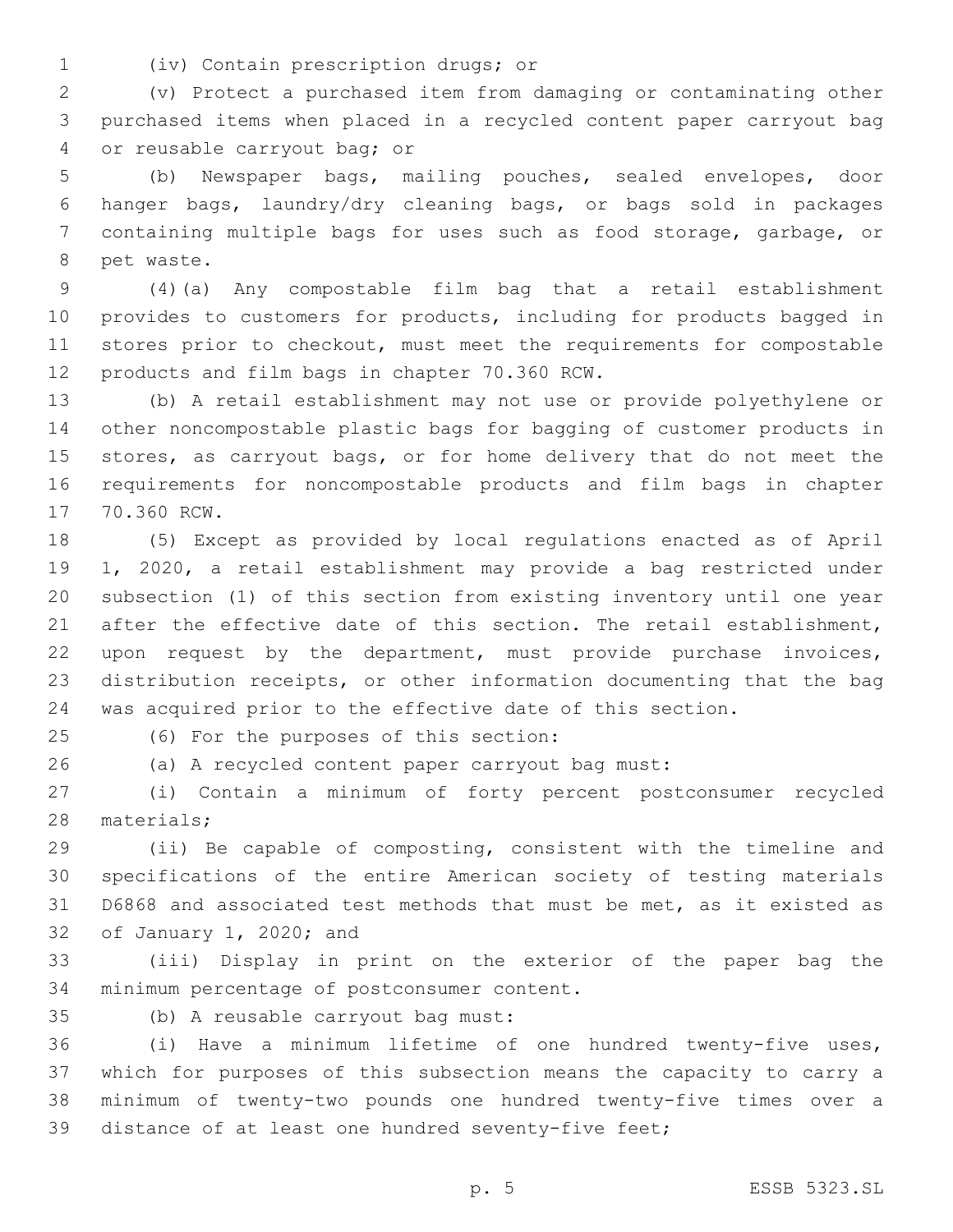(iv) Contain prescription drugs; or

(v) Protect a purchased item from damaging or contaminating other purchased items when placed in a recycled content paper carryout bag or reusable carryout bag; or

(b) Newspaper bags, mailing pouches, sealed envelopes, door hanger bags, laundry/dry cleaning bags, or bags sold in packages containing multiple bags for uses such as food storage, garbage, or pet waste.

(4)(a) Any compostable film bag that a retail establishment provides to customers for products, including for products bagged in stores prior to checkout, must meet the requirements for compostable products and film bags in chapter 70.360 RCW.

(b) A retail establishment may not use or provide polyethylene or other noncompostable plastic bags for bagging of customer products in stores, as carryout bags, or for home delivery that do not meet the requirements for noncompostable products and film bags in chapter 70.360 RCW.

(5) Except as provided by local regulations enacted as of April 1, 2020, a retail establishment may provide a bag restricted under subsection (1) of this section from existing inventory until one year after the effective date of this section. The retail establishment, upon request by the department, must provide purchase invoices, distribution receipts, or other information documenting that the bag was acquired prior to the effective date of this section.

(6) For the purposes of this section:

(a) A recycled content paper carryout bag must:

(i) Contain a minimum of forty percent postconsumer recycled materials;

(ii) Be capable of composting, consistent with the timeline and specifications of the entire American society of testing materials D6868 and associated test methods that must be met, as it existed as of January 1, 2020; and

(iii) Display in print on the exterior of the paper bag the minimum percentage of postconsumer content.

(b) A reusable carryout bag must:

(i) Have a minimum lifetime of one hundred twenty-five uses, which for purposes of this subsection means the capacity to carry a minimum of twenty-two pounds one hundred twenty-five times over a distance of at least one hundred seventy-five feet;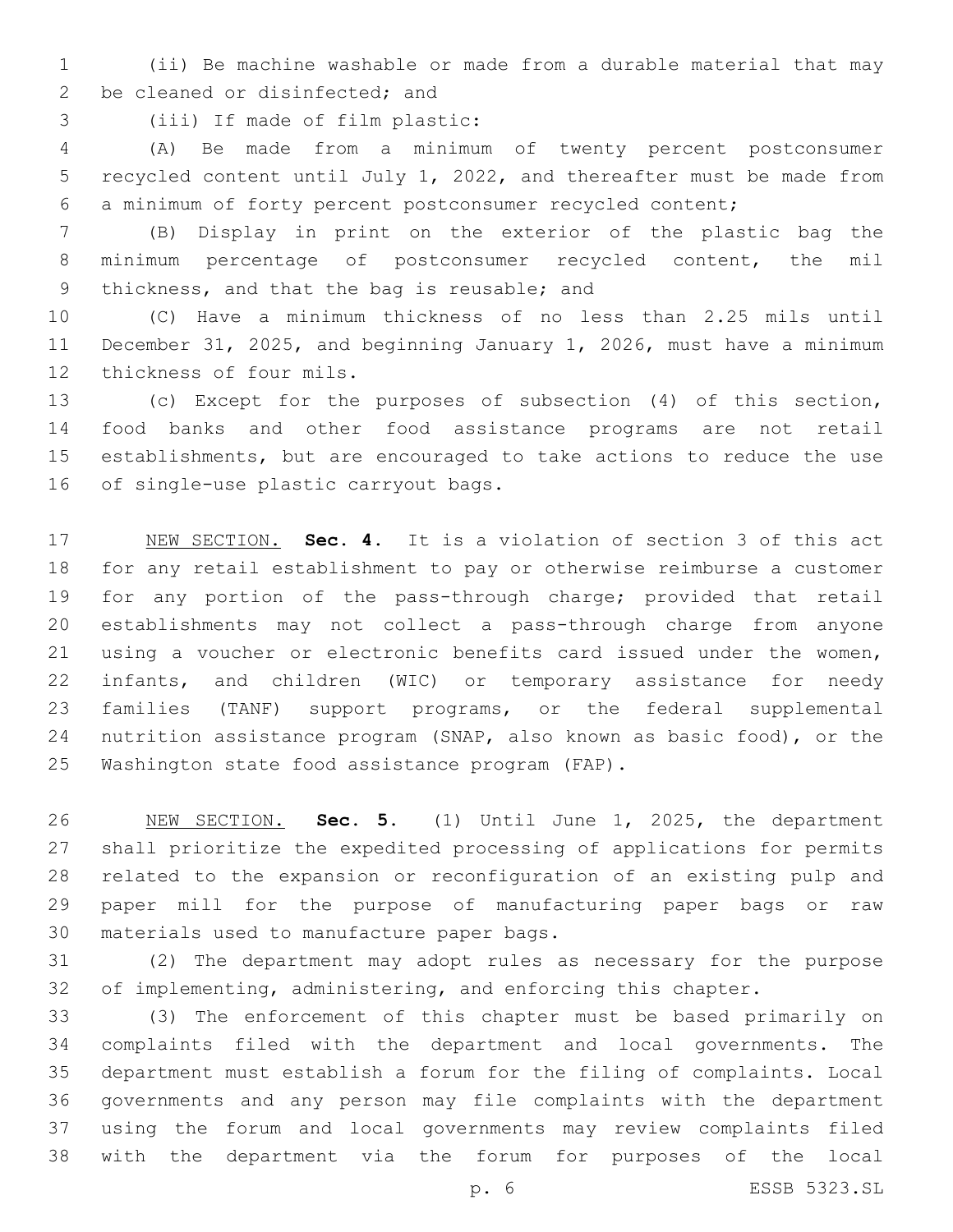(ii) Be machine washable or made from a durable material that may be cleaned or disinfected; and

(iii) If made of film plastic:

(A) Be made from a minimum of twenty percent postconsumer recycled content until July 1, 2022, and thereafter must be made from a minimum of forty percent postconsumer recycled content;

(B) Display in print on the exterior of the plastic bag the minimum percentage of postconsumer recycled content, the mil thickness, and that the bag is reusable; and

(C) Have a minimum thickness of no less than 2.25 mils until December 31, 2025, and beginning January 1, 2026, must have a minimum thickness of four mils.

(c) Except for the purposes of subsection (4) of this section, food banks and other food assistance programs are not retail establishments, but are encouraged to take actions to reduce the use of single-use plastic carryout bags.

NEW SECTION. **Sec. 4.** It is a violation of section 3 of this act for any retail establishment to pay or otherwise reimburse a customer for any portion of the pass-through charge; provided that retail establishments may not collect a pass-through charge from anyone using a voucher or electronic benefits card issued under the women, infants, and children (WIC) or temporary assistance for needy families (TANF) support programs, or the federal supplemental nutrition assistance program (SNAP, also known as basic food), or the Washington state food assistance program (FAP).

NEW SECTION. **Sec. 5.** (1) Until June 1, 2025, the department shall prioritize the expedited processing of applications for permits related to the expansion or reconfiguration of an existing pulp and paper mill for the purpose of manufacturing paper bags or raw materials used to manufacture paper bags.

(2) The department may adopt rules as necessary for the purpose of implementing, administering, and enforcing this chapter.

(3) The enforcement of this chapter must be based primarily on complaints filed with the department and local governments. The department must establish a forum for the filing of complaints. Local governments and any person may file complaints with the department using the forum and local governments may review complaints filed with the department via the forum for purposes of the local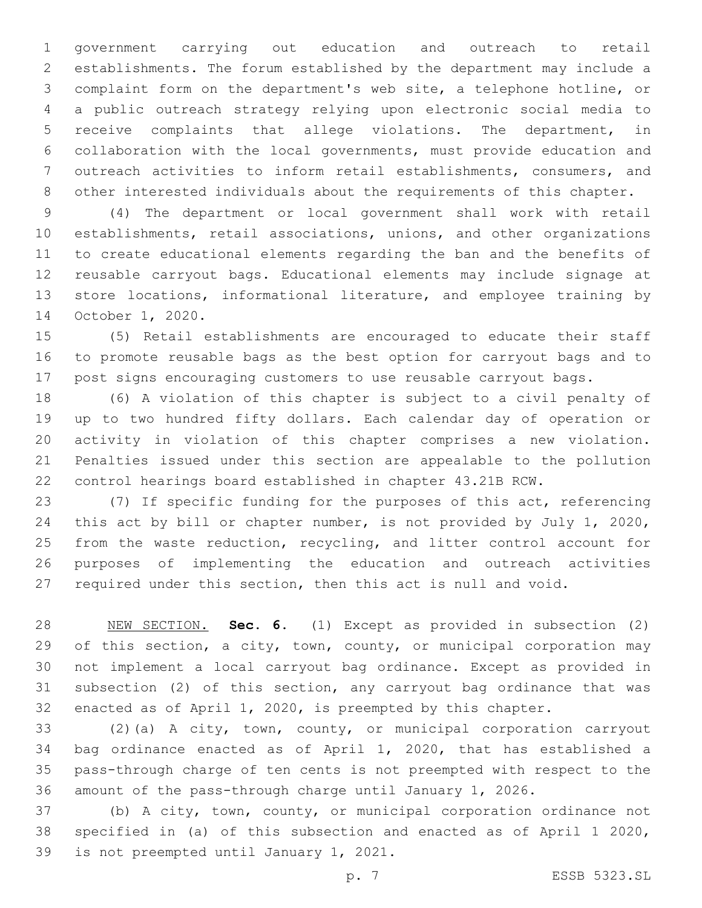government carrying out education and outreach to retail establishments. The forum established by the department may include a complaint form on the department's web site, a telephone hotline, or a public outreach strategy relying upon electronic social media to receive complaints that allege violations. The department, in collaboration with the local governments, must provide education and outreach activities to inform retail establishments, consumers, and other interested individuals about the requirements of this chapter.

(4) The department or local government shall work with retail establishments, retail associations, unions, and other organizations to create educational elements regarding the ban and the benefits of reusable carryout bags. Educational elements may include signage at store locations, informational literature, and employee training by October 1, 2020.

(5) Retail establishments are encouraged to educate their staff to promote reusable bags as the best option for carryout bags and to post signs encouraging customers to use reusable carryout bags.

(6) A violation of this chapter is subject to a civil penalty of up to two hundred fifty dollars. Each calendar day of operation or activity in violation of this chapter comprises a new violation. Penalties issued under this section are appealable to the pollution control hearings board established in chapter 43.21B RCW.

(7) If specific funding for the purposes of this act, referencing this act by bill or chapter number, is not provided by July 1, 2020, from the waste reduction, recycling, and litter control account for purposes of implementing the education and outreach activities required under this section, then this act is null and void.

NEW SECTION. **Sec. 6.** (1) Except as provided in subsection (2) of this section, a city, town, county, or municipal corporation may not implement a local carryout bag ordinance. Except as provided in subsection (2) of this section, any carryout bag ordinance that was enacted as of April 1, 2020, is preempted by this chapter.

(2)(a) A city, town, county, or municipal corporation carryout bag ordinance enacted as of April 1, 2020, that has established a pass-through charge of ten cents is not preempted with respect to the amount of the pass-through charge until January 1, 2026.

(b) A city, town, county, or municipal corporation ordinance not specified in (a) of this subsection and enacted as of April 1 2020, is not preempted until January 1, 2021.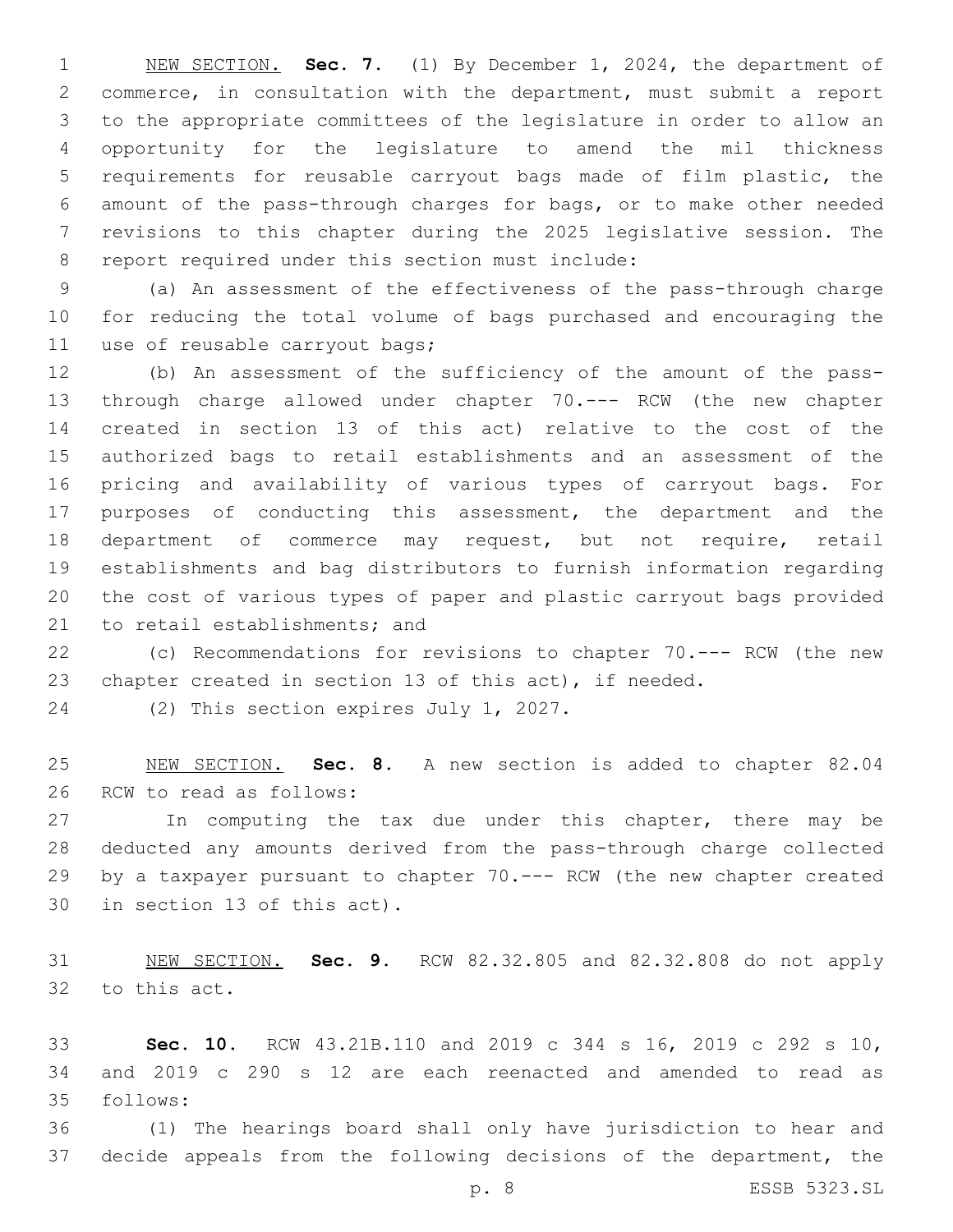NEW SECTION. **Sec. 7.** (1) By December 1, 2024, the department of commerce, in consultation with the department, must submit a report to the appropriate committees of the legislature in order to allow an opportunity for the legislature to amend the mil thickness requirements for reusable carryout bags made of film plastic, the amount of the pass-through charges for bags, or to make other needed revisions to this chapter during the 2025 legislative session. The report required under this section must include:

(a) An assessment of the effectiveness of the pass-through charge for reducing the total volume of bags purchased and encouraging the use of reusable carryout bags;

(b) An assessment of the sufficiency of the amount of the pass-through charge allowed under chapter 70.--- RCW (the new chapter created in section 13 of this act) relative to the cost of the authorized bags to retail establishments and an assessment of the pricing and availability of various types of carryout bags. For purposes of conducting this assessment, the department and the department of commerce may request, but not require, retail establishments and bag distributors to furnish information regarding the cost of various types of paper and plastic carryout bags provided to retail establishments; and

(c) Recommendations for revisions to chapter 70.--- RCW (the new chapter created in section 13 of this act), if needed.

(2) This section expires July 1, 2027.

NEW SECTION. **Sec. 8.** A new section is added to chapter 82.04 RCW to read as follows:

In computing the tax due under this chapter, there may be deducted any amounts derived from the pass-through charge collected by a taxpayer pursuant to chapter 70.--- RCW (the new chapter created in section 13 of this act).

NEW SECTION. **Sec. 9.** RCW 82.32.805 and 82.32.808 do not apply to this act.

**Sec. 10.** RCW 43.21B.110 and 2019 c 344 s 16, 2019 c 292 s 10, and 2019 c 290 s 12 are each reenacted and amended to read as follows:

(1) The hearings board shall only have jurisdiction to hear and decide appeals from the following decisions of the department, the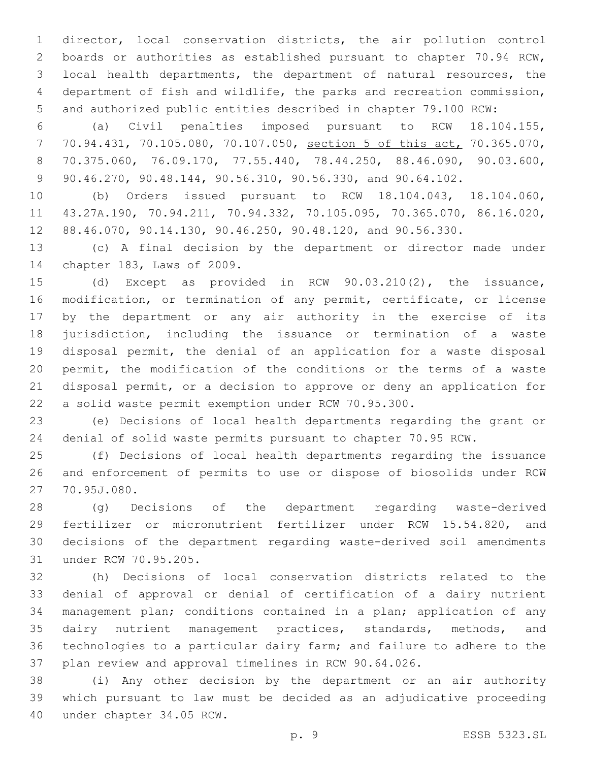director, local conservation districts, the air pollution control boards or authorities as established pursuant to chapter 70.94 RCW, local health departments, the department of natural resources, the department of fish and wildlife, the parks and recreation commission, and authorized public entities described in chapter 79.100 RCW:

(a) Civil penalties imposed pursuant to RCW 18.104.155, 70.94.431, 70.105.080, 70.107.050, section 5 of this act, 70.365.070, 70.375.060, 76.09.170, 77.55.440, 78.44.250, 88.46.090, 90.03.600, 90.46.270, 90.48.144, 90.56.310, 90.56.330, and 90.64.102.

(b) Orders issued pursuant to RCW 18.104.043, 18.104.060, 43.27A.190, 70.94.211, 70.94.332, 70.105.095, 70.365.070, 86.16.020, 88.46.070, 90.14.130, 90.46.250, 90.48.120, and 90.56.330.

(c) A final decision by the department or director made under chapter 183, Laws of 2009.

(d) Except as provided in RCW 90.03.210(2), the issuance, modification, or termination of any permit, certificate, or license by the department or any air authority in the exercise of its jurisdiction, including the issuance or termination of a waste disposal permit, the denial of an application for a waste disposal permit, the modification of the conditions or the terms of a waste disposal permit, or a decision to approve or deny an application for a solid waste permit exemption under RCW 70.95.300.

(e) Decisions of local health departments regarding the grant or denial of solid waste permits pursuant to chapter 70.95 RCW.

(f) Decisions of local health departments regarding the issuance and enforcement of permits to use or dispose of biosolids under RCW 70.95J.080.

(g) Decisions of the department regarding waste-derived fertilizer or micronutrient fertilizer under RCW 15.54.820, and decisions of the department regarding waste-derived soil amendments under RCW 70.95.205.

(h) Decisions of local conservation districts related to the denial of approval or denial of certification of a dairy nutrient management plan; conditions contained in a plan; application of any dairy nutrient management practices, standards, methods, and technologies to a particular dairy farm; and failure to adhere to the plan review and approval timelines in RCW 90.64.026.

(i) Any other decision by the department or an air authority which pursuant to law must be decided as an adjudicative proceeding under chapter 34.05 RCW.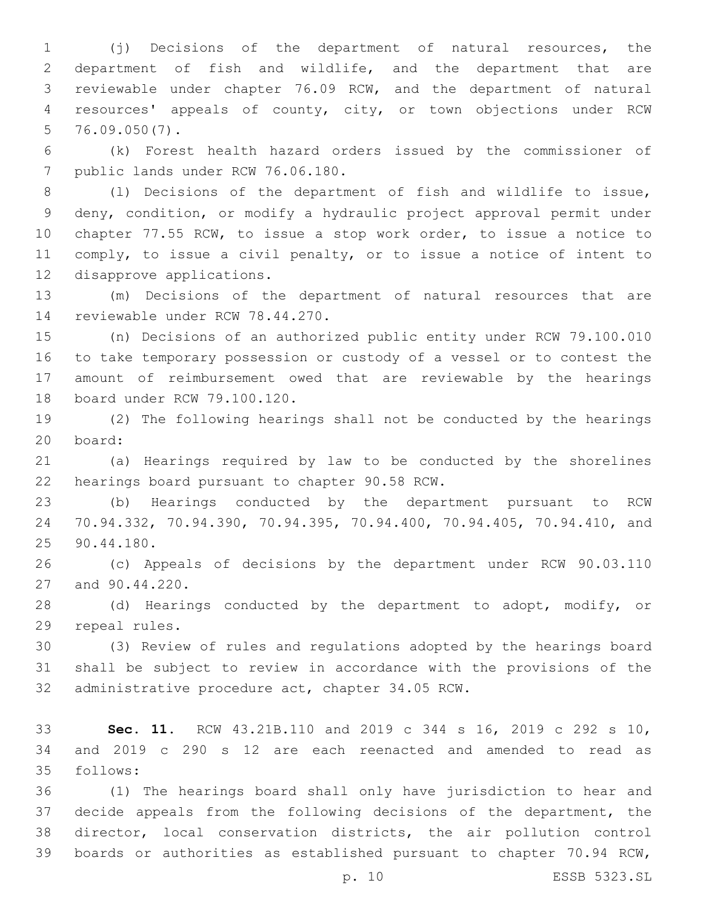(j) Decisions of the department of natural resources, the department of fish and wildlife, and the department that are reviewable under chapter 76.09 RCW, and the department of natural resources' appeals of county, city, or town objections under RCW 76.09.050(7).

(k) Forest health hazard orders issued by the commissioner of public lands under RCW 76.06.180.

(l) Decisions of the department of fish and wildlife to issue, deny, condition, or modify a hydraulic project approval permit under chapter 77.55 RCW, to issue a stop work order, to issue a notice to comply, to issue a civil penalty, or to issue a notice of intent to disapprove applications.

(m) Decisions of the department of natural resources that are reviewable under RCW 78.44.270.

(n) Decisions of an authorized public entity under RCW 79.100.010 to take temporary possession or custody of a vessel or to contest the amount of reimbursement owed that are reviewable by the hearings board under RCW 79.100.120.

(2) The following hearings shall not be conducted by the hearings board:

(a) Hearings required by law to be conducted by the shorelines hearings board pursuant to chapter 90.58 RCW.

(b) Hearings conducted by the department pursuant to RCW 70.94.332, 70.94.390, 70.94.395, 70.94.400, 70.94.405, 70.94.410, and 90.44.180.

(c) Appeals of decisions by the department under RCW 90.03.110 and 90.44.220.

(d) Hearings conducted by the department to adopt, modify, or repeal rules.

(3) Review of rules and regulations adopted by the hearings board shall be subject to review in accordance with the provisions of the administrative procedure act, chapter 34.05 RCW.

**Sec. 11.** RCW 43.21B.110 and 2019 c 344 s 16, 2019 c 292 s 10, and 2019 c 290 s 12 are each reenacted and amended to read as follows:

(1) The hearings board shall only have jurisdiction to hear and decide appeals from the following decisions of the department, the director, local conservation districts, the air pollution control boards or authorities as established pursuant to chapter 70.94 RCW,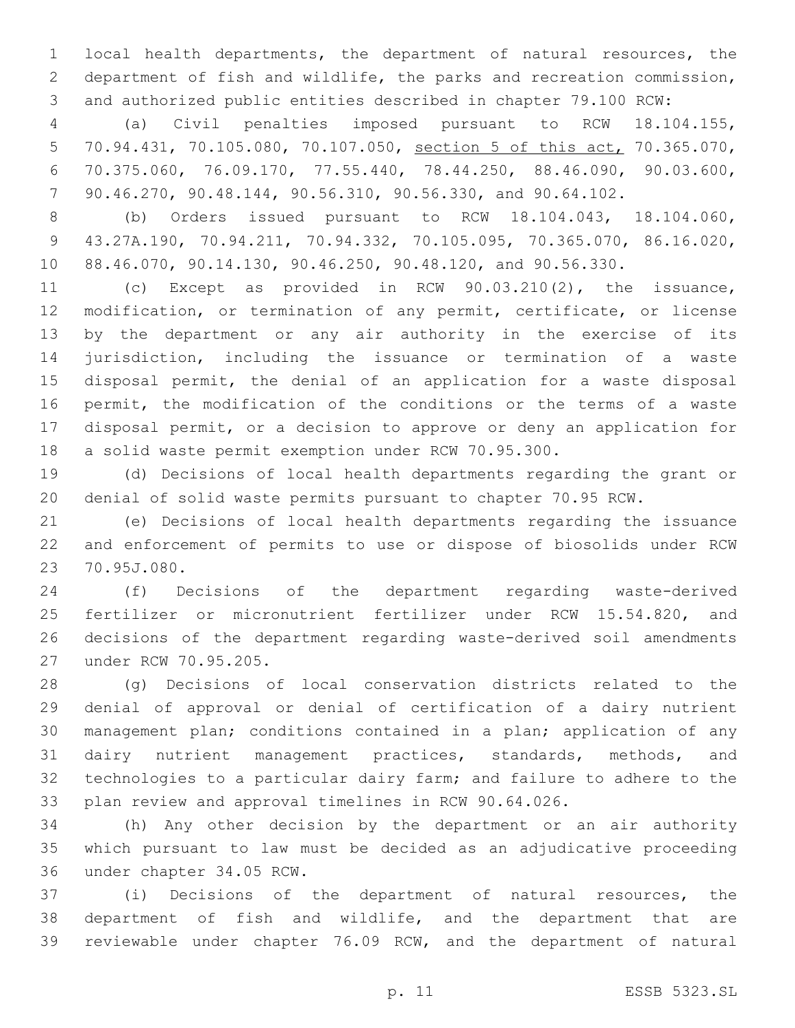local health departments, the department of natural resources, the department of fish and wildlife, the parks and recreation commission, and authorized public entities described in chapter 79.100 RCW:

(a) Civil penalties imposed pursuant to RCW 18.104.155, 70.94.431, 70.105.080, 70.107.050, section 5 of this act, 70.365.070, 70.375.060, 76.09.170, 77.55.440, 78.44.250, 88.46.090, 90.03.600, 90.46.270, 90.48.144, 90.56.310, 90.56.330, and 90.64.102.

(b) Orders issued pursuant to RCW 18.104.043, 18.104.060, 43.27A.190, 70.94.211, 70.94.332, 70.105.095, 70.365.070, 86.16.020, 88.46.070, 90.14.130, 90.46.250, 90.48.120, and 90.56.330.

(c) Except as provided in RCW 90.03.210(2), the issuance, modification, or termination of any permit, certificate, or license by the department or any air authority in the exercise of its jurisdiction, including the issuance or termination of a waste disposal permit, the denial of an application for a waste disposal permit, the modification of the conditions or the terms of a waste disposal permit, or a decision to approve or deny an application for a solid waste permit exemption under RCW 70.95.300.

(d) Decisions of local health departments regarding the grant or denial of solid waste permits pursuant to chapter 70.95 RCW.

(e) Decisions of local health departments regarding the issuance and enforcement of permits to use or dispose of biosolids under RCW 70.95J.080.

(f) Decisions of the department regarding waste-derived fertilizer or micronutrient fertilizer under RCW 15.54.820, and decisions of the department regarding waste-derived soil amendments under RCW 70.95.205.

(g) Decisions of local conservation districts related to the denial of approval or denial of certification of a dairy nutrient management plan; conditions contained in a plan; application of any dairy nutrient management practices, standards, methods, and technologies to a particular dairy farm; and failure to adhere to the plan review and approval timelines in RCW 90.64.026.

(h) Any other decision by the department or an air authority which pursuant to law must be decided as an adjudicative proceeding under chapter 34.05 RCW.

(i) Decisions of the department of natural resources, the department of fish and wildlife, and the department that are reviewable under chapter 76.09 RCW, and the department of natural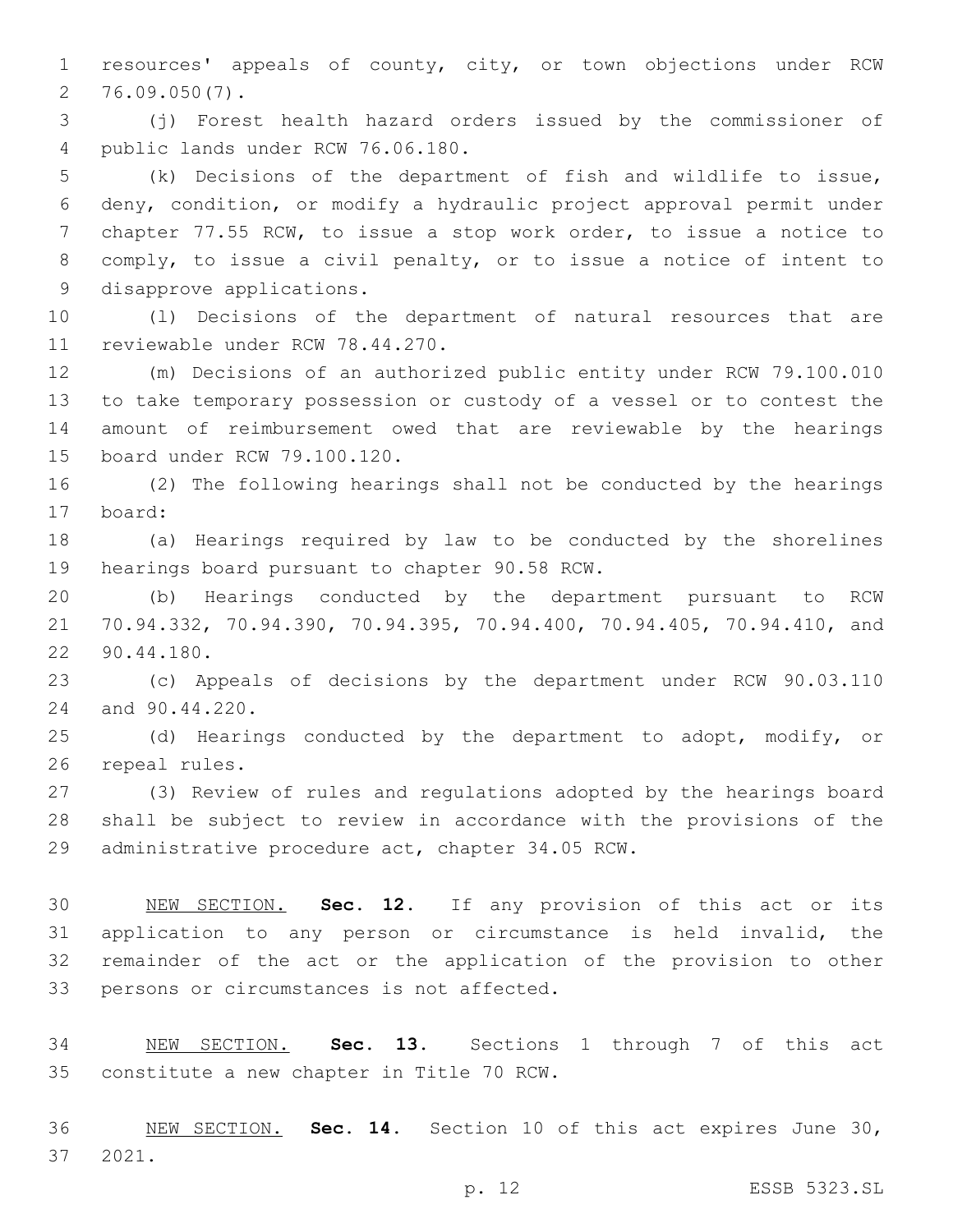resources' appeals of county, city, or town objections under RCW 76.09.050(7).

(j) Forest health hazard orders issued by the commissioner of public lands under RCW 76.06.180.

(k) Decisions of the department of fish and wildlife to issue, deny, condition, or modify a hydraulic project approval permit under chapter 77.55 RCW, to issue a stop work order, to issue a notice to comply, to issue a civil penalty, or to issue a notice of intent to disapprove applications.

(l) Decisions of the department of natural resources that are reviewable under RCW 78.44.270.

(m) Decisions of an authorized public entity under RCW 79.100.010 to take temporary possession or custody of a vessel or to contest the amount of reimbursement owed that are reviewable by the hearings board under RCW 79.100.120.

(2) The following hearings shall not be conducted by the hearings board:

(a) Hearings required by law to be conducted by the shorelines hearings board pursuant to chapter 90.58 RCW.

(b) Hearings conducted by the department pursuant to RCW 70.94.332, 70.94.390, 70.94.395, 70.94.400, 70.94.405, 70.94.410, and 90.44.180.

(c) Appeals of decisions by the department under RCW 90.03.110 and 90.44.220.

(d) Hearings conducted by the department to adopt, modify, or repeal rules.

(3) Review of rules and regulations adopted by the hearings board shall be subject to review in accordance with the provisions of the administrative procedure act, chapter 34.05 RCW.

NEW SECTION. **Sec. 12.** If any provision of this act or its application to any person or circumstance is held invalid, the remainder of the act or the application of the provision to other persons or circumstances is not affected.

NEW SECTION. **Sec. 13.** Sections 1 through 7 of this act constitute a new chapter in Title 70 RCW.

NEW SECTION. **Sec. 14.** Section 10 of this act expires June 30, 2021.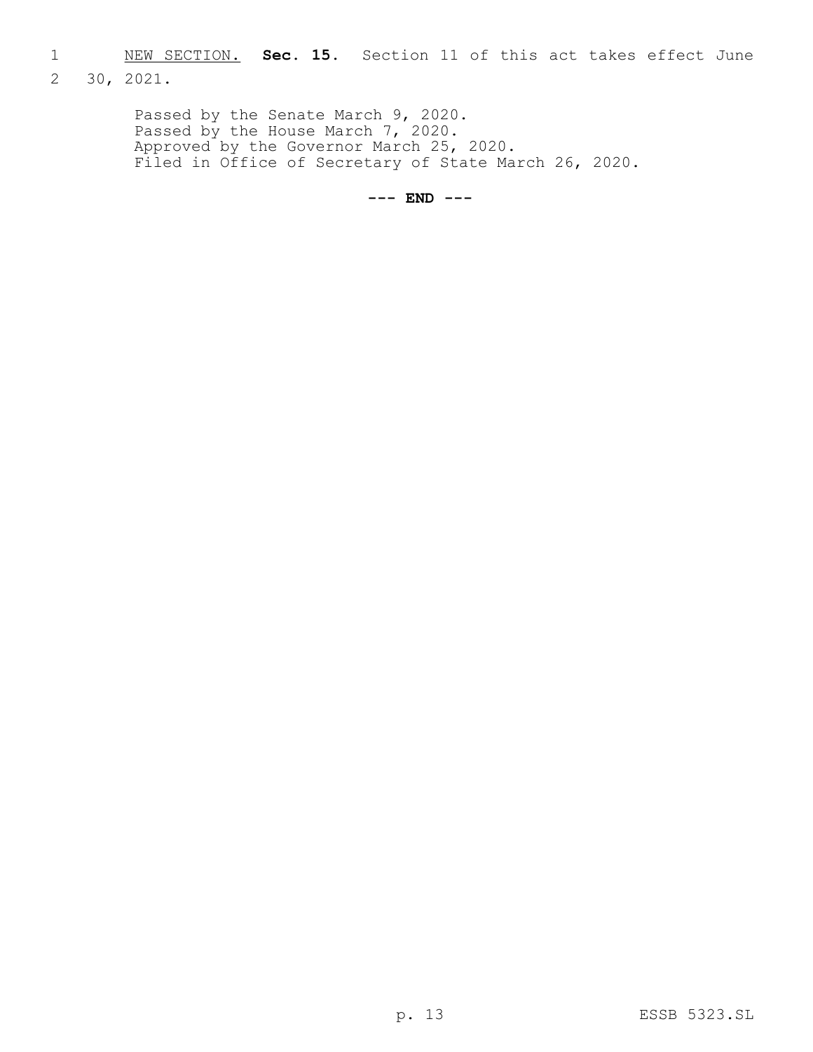NEW SECTION. **Sec. 15.** Section 11 of this act takes effect June 30, 2021.

Passed by the Senate March 9, 2020.
Passed by the House March 7, 2020.
Approved by the Governor March 25, 2020.
Filed in Office of Secretary of State March 26, 2020.

**--- END ---**